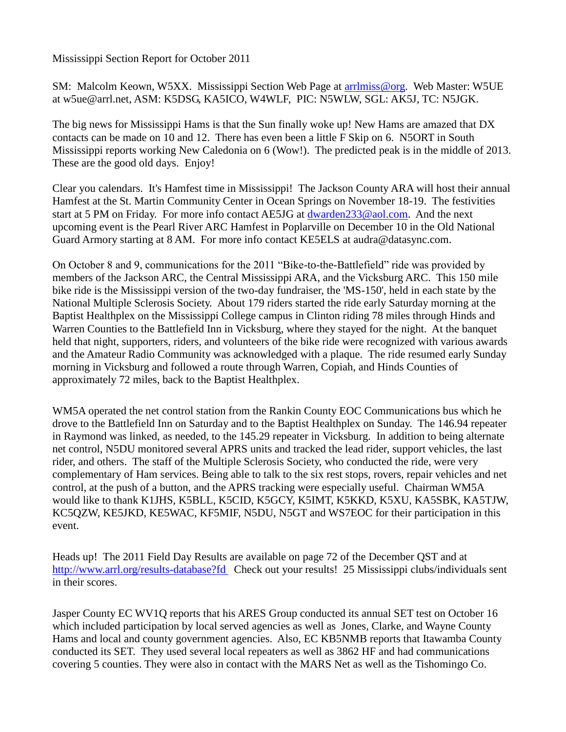Mississippi Section Report for October 2011

SM: Malcolm Keown, W5XX. Mississippi Section Web Page at arrlmiss@org. Web Master: W5UE at w5ue@arrl.net, ASM: K5DSG, KA5ICO, W4WLF, PIC: N5WLW, SGL: AK5J, TC: N5JGK.

The big news for Mississippi Hams is that the Sun finally woke up! New Hams are amazed that DX contacts can be made on 10 and 12. There has even been a little F Skip on 6. N5ORT in South Mississippi reports working New Caledonia on 6 (Wow!). The predicted peak is in the middle of 2013. These are the good old days. Enjoy!

Clear you calendars. It's Hamfest time in Mississippi! The Jackson County ARA will host their annual Hamfest at the St. Martin Community Center in Ocean Springs on November 18-19. The festivities start at 5 PM on Friday. For more info contact AE5JG at dwarden233@aol.com. And the next upcoming event is the Pearl River ARC Hamfest in Poplarville on December 10 in the Old National Guard Armory starting at 8 AM. For more info contact KE5ELS at audra@datasync.com.

On October 8 and 9, communications for the 2011 "Bike-to-the-Battlefield" ride was provided by members of the Jackson ARC, the Central Mississippi ARA, and the Vicksburg ARC. This 150 mile bike ride is the Mississippi version of the two-day fundraiser, the 'MS-150', held in each state by the National Multiple Sclerosis Society. About 179 riders started the ride early Saturday morning at the Baptist Healthplex on the Mississippi College campus in Clinton riding 78 miles through Hinds and Warren Counties to the Battlefield Inn in Vicksburg, where they stayed for the night. At the banquet held that night, supporters, riders, and volunteers of the bike ride were recognized with various awards and the Amateur Radio Community was acknowledged with a plaque. The ride resumed early Sunday morning in Vicksburg and followed a route through Warren, Copiah, and Hinds Counties of approximately 72 miles, back to the Baptist Healthplex.

WM5A operated the net control station from the Rankin County EOC Communications bus which he drove to the Battlefield Inn on Saturday and to the Baptist Healthplex on Sunday. The 146.94 repeater in Raymond was linked, as needed, to the 145.29 repeater in Vicksburg. In addition to being alternate net control, N5DU monitored several APRS units and tracked the lead rider, support vehicles, the last rider, and others. The staff of the Multiple Sclerosis Society, who conducted the ride, were very complementary of Ham services. Being able to talk to the six rest stops, rovers, repair vehicles and net control, at the push of a button, and the APRS tracking were especially useful. Chairman WM5A would like to thank K1JHS, K5BLL, K5CID, K5GCY, K5IMT, K5KKD, K5XU, KA5SBK, KA5TJW, KC5QZW, KE5JKD, KE5WAC, KF5MIF, N5DU, N5GT and WS7EOC for their participation in this event.

Heads up! The 2011 Field Day Results are available on page 72 of the December QST and at http://www.arrl.org/results-database?fd Check out your results! 25 Mississippi clubs/individuals sent in their scores.

Jasper County EC WV1Q reports that his ARES Group conducted its annual SET test on October 16 which included participation by local served agencies as well as Jones, Clarke, and Wayne County Hams and local and county government agencies. Also, EC KB5NMB reports that Itawamba County conducted its SET. They used several local repeaters as well as 3862 HF and had communications covering 5 counties. They were also in contact with the MARS Net as well as the Tishomingo Co.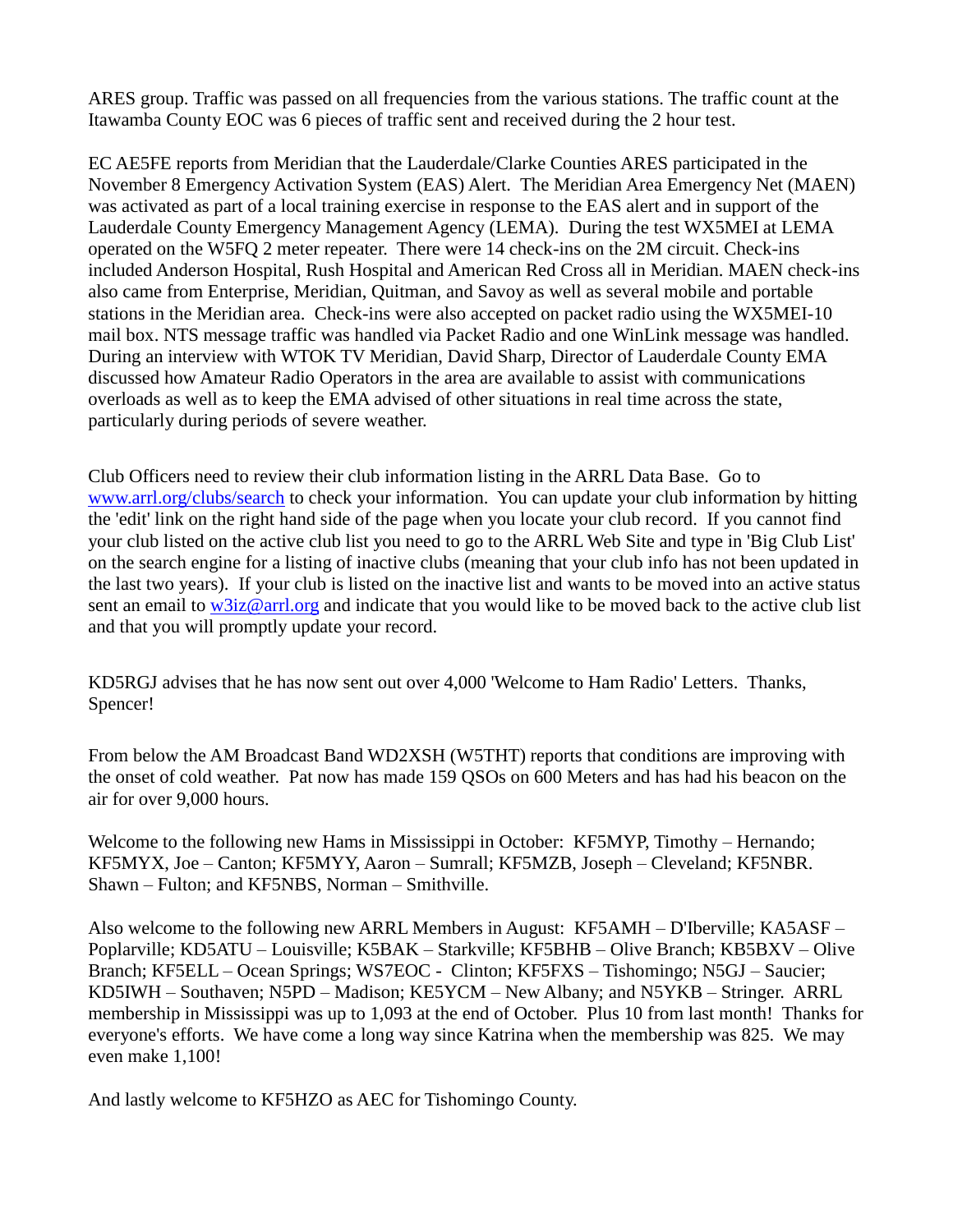ARES group. Traffic was passed on all frequencies from the various stations. The traffic count at the Itawamba County EOC was 6 pieces of traffic sent and received during the 2 hour test.

EC AE5FE reports from Meridian that the Lauderdale/Clarke Counties ARES participated in the November 8 Emergency Activation System (EAS) Alert. The Meridian Area Emergency Net (MAEN) was activated as part of a local training exercise in response to the EAS alert and in support of the Lauderdale County Emergency Management Agency (LEMA). During the test WX5MEI at LEMA operated on the W5FQ 2 meter repeater. There were 14 check-ins on the 2M circuit. Check-ins included Anderson Hospital, Rush Hospital and American Red Cross all in Meridian. MAEN check-ins also came from Enterprise, Meridian, Quitman, and Savoy as well as several mobile and portable stations in the Meridian area. Check-ins were also accepted on packet radio using the WX5MEI-10 mail box. NTS message traffic was handled via Packet Radio and one WinLink message was handled. During an interview with WTOK TV Meridian, David Sharp, Director of Lauderdale County EMA discussed how Amateur Radio Operators in the area are available to assist with communications overloads as well as to keep the EMA advised of other situations in real time across the state, particularly during periods of severe weather.

Club Officers need to review their club information listing in the ARRL Data Base. Go to [www.arrl.org/clubs/search](www.arrl.org/clubs/search) to check your information. You can update your club information by hitting the 'edit' link on the right hand side of the page when you locate your club record. If you cannot find your club listed on the active club list you need to go to the ARRL Web Site and type in 'Big Club List' on the search engine for a listing of inactive clubs (meaning that your club info has not been updated in the last two years). If your club is listed on the inactive list and wants to be moved into an active status sent an email to [w3iz@arrl.org](mailto:w3iz@arrl.org) and indicate that you would like to be moved back to the active club list and that you will promptly update your record.

KD5RGJ advises that he has now sent out over 4,000 'Welcome to Ham Radio' Letters. Thanks, Spencer!

From below the AM Broadcast Band WD2XSH (W5THT) reports that conditions are improving with the onset of cold weather. Pat now has made 159 QSOs on 600 Meters and has had his beacon on the air for over 9,000 hours.

Welcome to the following new Hams in Mississippi in October: KF5MYP, Timothy – Hernando; KF5MYX, Joe – Canton; KF5MYY, Aaron – Sumrall; KF5MZB, Joseph – Cleveland; KF5NBR. Shawn – Fulton; and KF5NBS, Norman – Smithville.

Also welcome to the following new ARRL Members in August: KF5AMH – D'Iberville; KA5ASF – Poplarville; KD5ATU – Louisville; K5BAK – Starkville; KF5BHB – Olive Branch; KB5BXV – Olive Branch; KF5ELL – Ocean Springs; WS7EOC - Clinton; KF5FXS – Tishomingo; N5GJ – Saucier; KD5IWH – Southaven; N5PD – Madison; KE5YCM – New Albany; and N5YKB – Stringer. ARRL membership in Mississippi was up to 1,093 at the end of October. Plus 10 from last month! Thanks for everyone's efforts. We have come a long way since Katrina when the membership was 825. We may even make 1,100!

And lastly welcome to KF5HZO as AEC for Tishomingo County.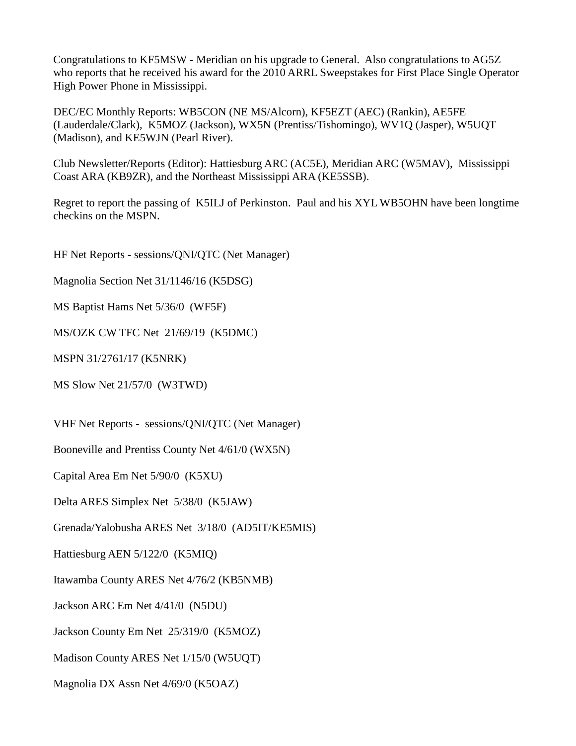Congratulations to KF5MSW - Meridian on his upgrade to General. Also congratulations to AG5Z who reports that he received his award for the 2010 ARRL Sweepstakes for First Place Single Operator High Power Phone in Mississippi.

DEC/EC Monthly Reports: WB5CON (NE MS/Alcorn), KF5EZT (AEC) (Rankin), AE5FE (Lauderdale/Clark), K5MOZ (Jackson), WX5N (Prentiss/Tishomingo), WV1Q (Jasper), W5UQT (Madison), and KE5WJN (Pearl River).

Club Newsletter/Reports (Editor): Hattiesburg ARC (AC5E), Meridian ARC (W5MAV), Mississippi Coast ARA (KB9ZR), and the Northeast Mississippi ARA (KE5SSB).

Regret to report the passing of K5ILJ of Perkinston. Paul and his XYL WB5OHN have been longtime checkins on the MSPN.

HF Net Reports - sessions/QNI/QTC (Net Manager)

Magnolia Section Net 31/1146/16 (K5DSG)

MS Baptist Hams Net 5/36/0 (WF5F)

MS/OZK CW TFC Net 21/69/19 (K5DMC)

MSPN 31/2761/17 (K5NRK)

MS Slow Net 21/57/0 (W3TWD)

VHF Net Reports - sessions/QNI/QTC (Net Manager)

Booneville and Prentiss County Net 4/61/0 (WX5N)

Capital Area Em Net 5/90/0 (K5XU)

Delta ARES Simplex Net 5/38/0 (K5JAW)

Grenada/Yalobusha ARES Net 3/18/0 (AD5IT/KE5MIS)

Hattiesburg AEN 5/122/0 (K5MIQ)

Itawamba County ARES Net 4/76/2 (KB5NMB)

Jackson ARC Em Net 4/41/0 (N5DU)

Jackson County Em Net 25/319/0 (K5MOZ)

Madison County ARES Net 1/15/0 (W5UQT)

Magnolia DX Assn Net 4/69/0 (K5OAZ)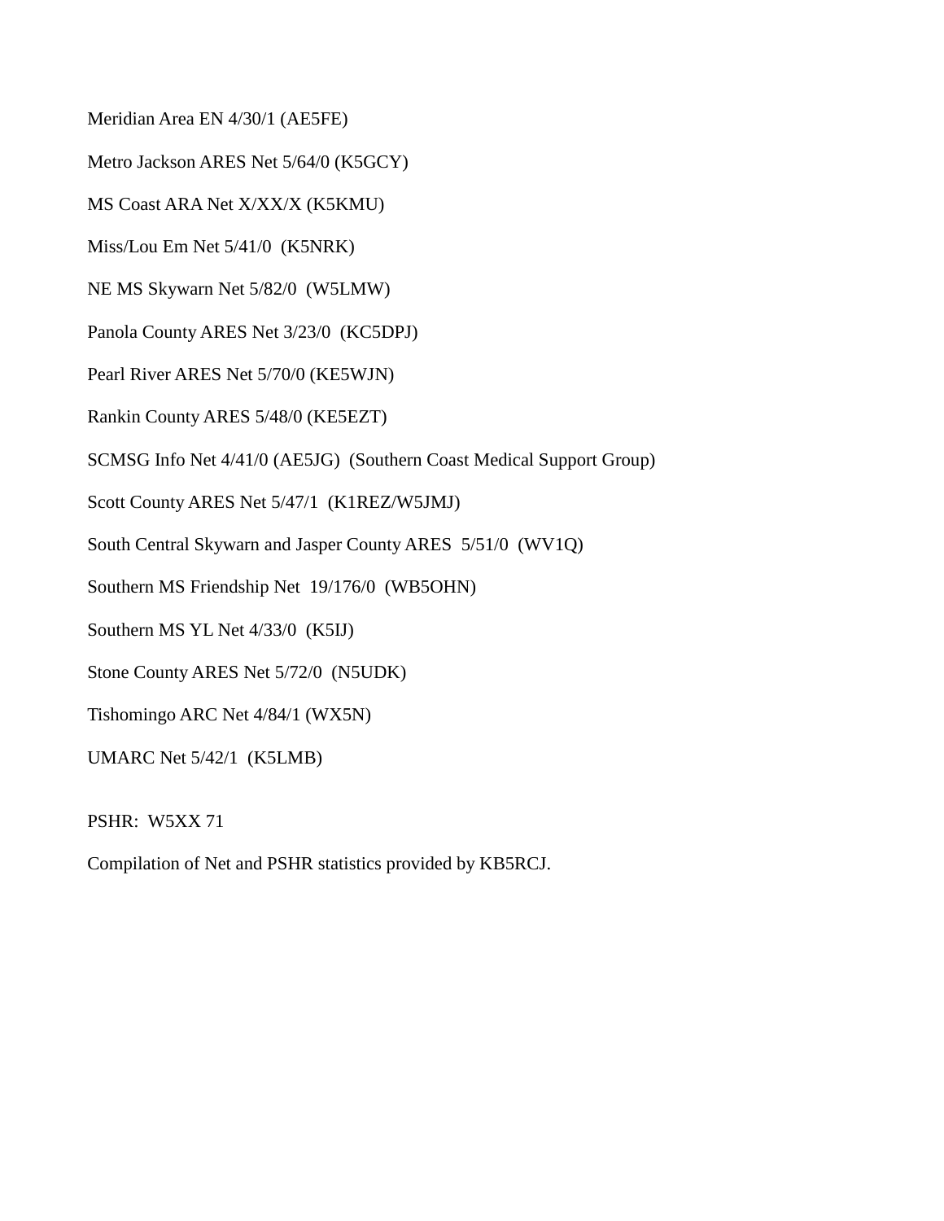Meridian Area EN 4/30/1 (AE5FE)

Metro Jackson ARES Net 5/64/0 (K5GCY)

MS Coast ARA Net X/XX/X (K5KMU)

Miss/Lou Em Net 5/41/0  (K5NRK)

NE MS Skywarn Net 5/82/0  (W5LMW)

Panola County ARES Net 3/23/0  (KC5DPJ)

Pearl River ARES Net 5/70/0 (KE5WJN)

Rankin County ARES 5/48/0 (KE5EZT)

SCMSG Info Net 4/41/0 (AE5JG)  (Southern Coast Medical Support Group)

Scott County ARES Net 5/47/1  (K1REZ/W5JMJ)

South Central Skywarn and Jasper County ARES  5/51/0  (WV1Q)

Southern MS Friendship Net  19/176/0  (WB5OHN)

Southern MS YL Net 4/33/0  (K5IJ)

Stone County ARES Net 5/72/0  (N5UDK)

Tishomingo ARC Net 4/84/1 (WX5N)

UMARC Net 5/42/1  (K5LMB)

PSHR:  W5XX 71

Compilation of Net and PSHR statistics provided by KB5RCJ.